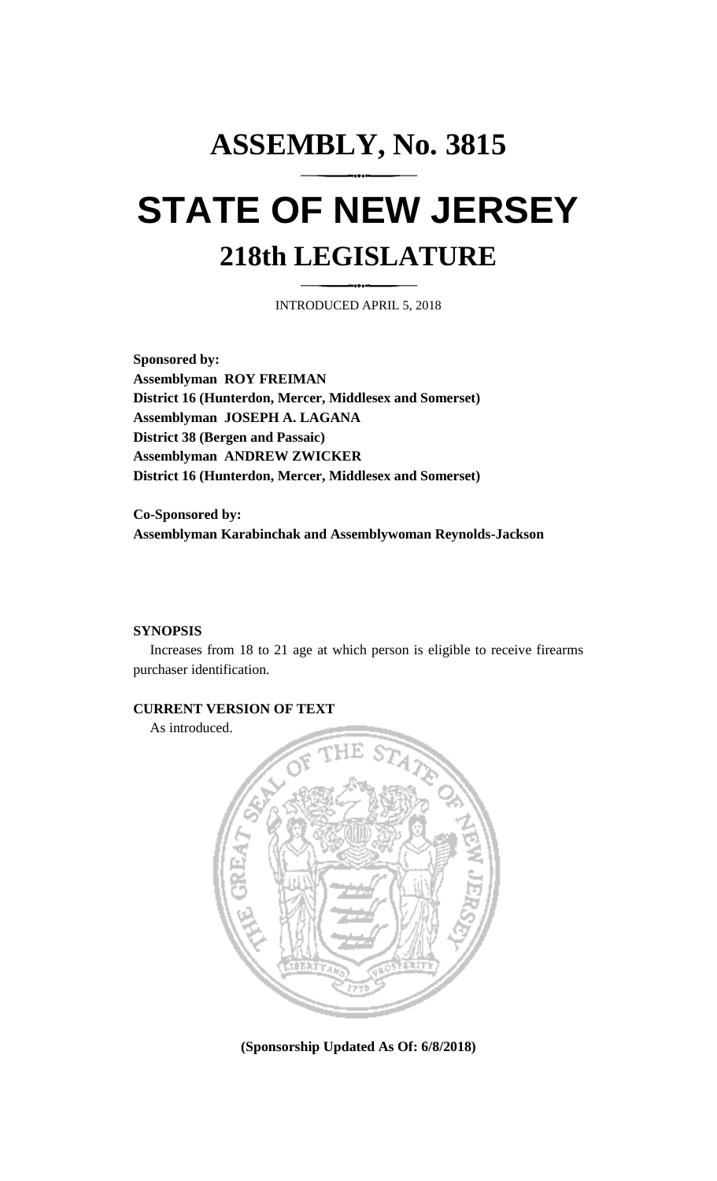# ASSEMBLY, No. 3815

# STATE OF NEW JERSEY

## 218th LEGISLATURE

INTRODUCED APRIL 5, 2018

**Sponsored by:**
**Assemblyman ROY FREIMAN**
**District 16 (Hunterdon, Mercer, Middlesex and Somerset)**
**Assemblyman JOSEPH A. LAGANA**
**District 38 (Bergen and Passaic)**
**Assemblyman ANDREW ZWICKER**
**District 16 (Hunterdon, Mercer, Middlesex and Somerset)**

**Co-Sponsored by:**
**Assemblyman Karabinchak and Assemblywoman Reynolds-Jackson**

**SYNOPSIS**

Increases from 18 to 21 age at which person is eligible to receive firearms purchaser identification.

**CURRENT VERSION OF TEXT**

As introduced.

**(Sponsorship Updated As Of: 6/8/2018)**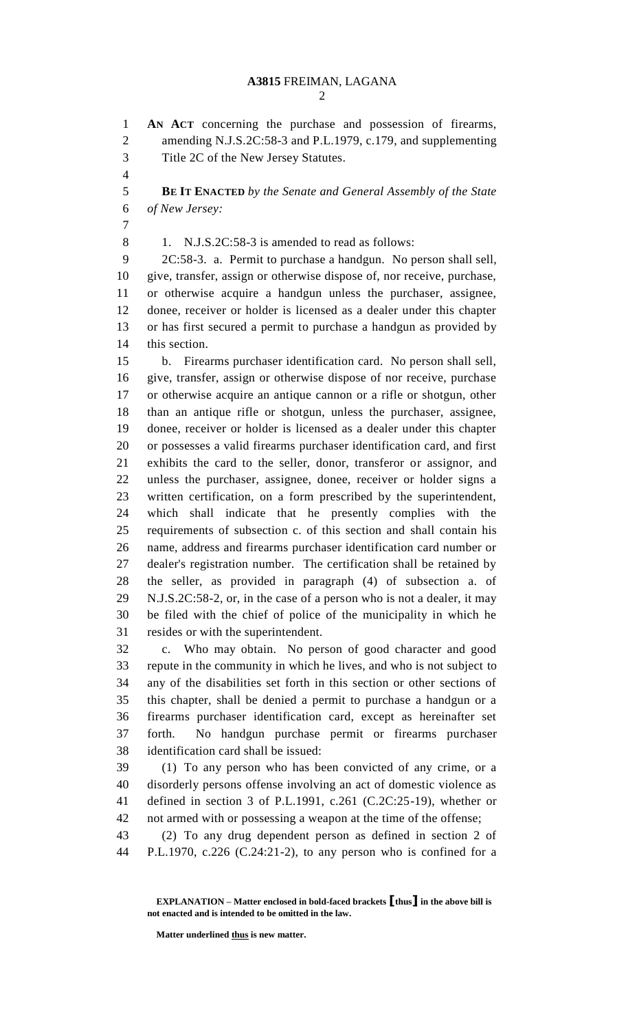**AN ACT** concerning the purchase and possession of firearms, amending N.J.S.2C:58-3 and P.L.1979, c.179, and supplementing Title 2C of the New Jersey Statutes.

**BE IT ENACTED** *by the Senate and General Assembly of the State of New Jersey:*

1. N.J.S.2C:58-3 is amended to read as follows:

2C:58-3. a. Permit to purchase a handgun. No person shall sell, give, transfer, assign or otherwise dispose of, nor receive, purchase, or otherwise acquire a handgun unless the purchaser, assignee, donee, receiver or holder is licensed as a dealer under this chapter or has first secured a permit to purchase a handgun as provided by this section.

b. Firearms purchaser identification card. No person shall sell, give, transfer, assign or otherwise dispose of nor receive, purchase or otherwise acquire an antique cannon or a rifle or shotgun, other than an antique rifle or shotgun, unless the purchaser, assignee, donee, receiver or holder is licensed as a dealer under this chapter or possesses a valid firearms purchaser identification card, and first exhibits the card to the seller, donor, transferor or assignor, and unless the purchaser, assignee, donee, receiver or holder signs a written certification, on a form prescribed by the superintendent, which shall indicate that he presently complies with the requirements of subsection c. of this section and shall contain his name, address and firearms purchaser identification card number or dealer's registration number. The certification shall be retained by the seller, as provided in paragraph (4) of subsection a. of N.J.S.2C:58-2, or, in the case of a person who is not a dealer, it may be filed with the chief of police of the municipality in which he resides or with the superintendent.

c. Who may obtain. No person of good character and good repute in the community in which he lives, and who is not subject to any of the disabilities set forth in this section or other sections of this chapter, shall be denied a permit to purchase a handgun or a firearms purchaser identification card, except as hereinafter set forth. No handgun purchase permit or firearms purchaser identification card shall be issued:

(1) To any person who has been convicted of any crime, or a disorderly persons offense involving an act of domestic violence as defined in section 3 of P.L.1991, c.261 (C.2C:25-19), whether or not armed with or possessing a weapon at the time of the offense;

(2) To any drug dependent person as defined in section 2 of P.L.1970, c.226 (C.24:21-2), to any person who is confined for a

**EXPLANATION – Matter enclosed in bold-faced brackets [thus] in the above bill is not enacted and is intended to be omitted in the law.**

**Matter underlined <u>thus</u> is new matter.**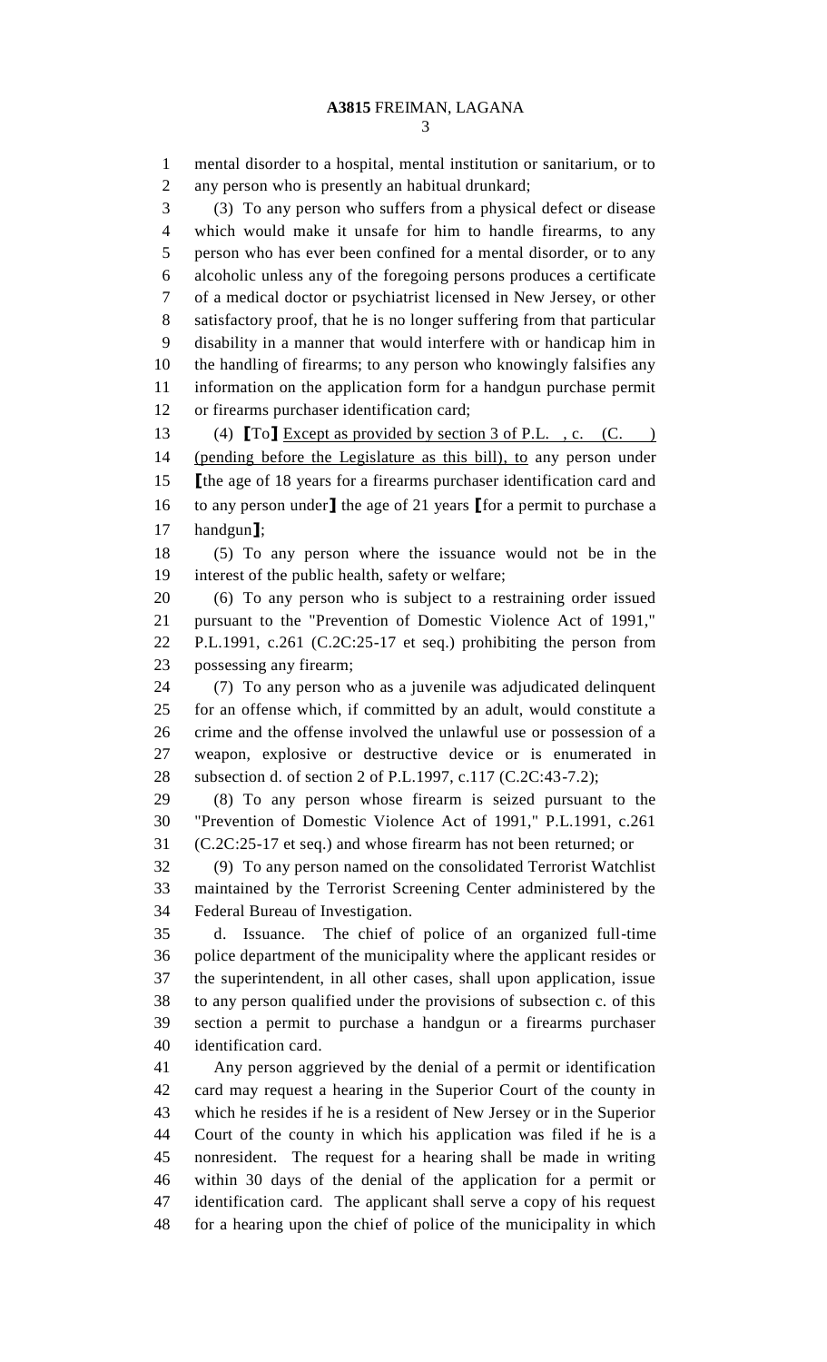mental disorder to a hospital, mental institution or sanitarium, or to any person who is presently an habitual drunkard;

(3) To any person who suffers from a physical defect or disease which would make it unsafe for him to handle firearms, to any person who has ever been confined for a mental disorder, or to any alcoholic unless any of the foregoing persons produces a certificate of a medical doctor or psychiatrist licensed in New Jersey, or other satisfactory proof, that he is no longer suffering from that particular disability in a manner that would interfere with or handicap him in the handling of firearms; to any person who knowingly falsifies any information on the application form for a handgun purchase permit or firearms purchaser identification card;

(4) [To] Except as provided by section 3 of P.L. , c. (C. ) (pending before the Legislature as this bill), to any person under [the age of 18 years for a firearms purchaser identification card and to any person under] the age of 21 years [for a permit to purchase a handgun];

(5) To any person where the issuance would not be in the interest of the public health, safety or welfare;

(6) To any person who is subject to a restraining order issued pursuant to the "Prevention of Domestic Violence Act of 1991," P.L.1991, c.261 (C.2C:25-17 et seq.) prohibiting the person from possessing any firearm;

(7) To any person who as a juvenile was adjudicated delinquent for an offense which, if committed by an adult, would constitute a crime and the offense involved the unlawful use or possession of a weapon, explosive or destructive device or is enumerated in subsection d. of section 2 of P.L.1997, c.117 (C.2C:43-7.2);

(8) To any person whose firearm is seized pursuant to the "Prevention of Domestic Violence Act of 1991," P.L.1991, c.261 (C.2C:25-17 et seq.) and whose firearm has not been returned; or

(9) To any person named on the consolidated Terrorist Watchlist maintained by the Terrorist Screening Center administered by the Federal Bureau of Investigation.

d. Issuance. The chief of police of an organized full-time police department of the municipality where the applicant resides or the superintendent, in all other cases, shall upon application, issue to any person qualified under the provisions of subsection c. of this section a permit to purchase a handgun or a firearms purchaser identification card.

Any person aggrieved by the denial of a permit or identification card may request a hearing in the Superior Court of the county in which he resides if he is a resident of New Jersey or in the Superior Court of the county in which his application was filed if he is a nonresident. The request for a hearing shall be made in writing within 30 days of the denial of the application for a permit or identification card. The applicant shall serve a copy of his request for a hearing upon the chief of police of the municipality in which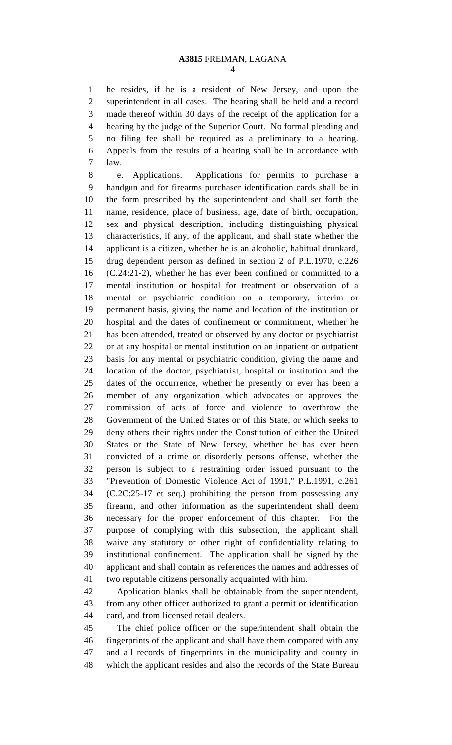he resides, if he is a resident of New Jersey, and upon the superintendent in all cases. The hearing shall be held and a record made thereof within 30 days of the receipt of the application for a hearing by the judge of the Superior Court. No formal pleading and no filing fee shall be required as a preliminary to a hearing. Appeals from the results of a hearing shall be in accordance with law.

e. Applications. Applications for permits to purchase a handgun and for firearms purchaser identification cards shall be in the form prescribed by the superintendent and shall set forth the name, residence, place of business, age, date of birth, occupation, sex and physical description, including distinguishing physical characteristics, if any, of the applicant, and shall state whether the applicant is a citizen, whether he is an alcoholic, habitual drunkard, drug dependent person as defined in section 2 of P.L.1970, c.226 (C.24:21-2), whether he has ever been confined or committed to a mental institution or hospital for treatment or observation of a mental or psychiatric condition on a temporary, interim or permanent basis, giving the name and location of the institution or hospital and the dates of confinement or commitment, whether he has been attended, treated or observed by any doctor or psychiatrist or at any hospital or mental institution on an inpatient or outpatient basis for any mental or psychiatric condition, giving the name and location of the doctor, psychiatrist, hospital or institution and the dates of the occurrence, whether he presently or ever has been a member of any organization which advocates or approves the commission of acts of force and violence to overthrow the Government of the United States or of this State, or which seeks to deny others their rights under the Constitution of either the United States or the State of New Jersey, whether he has ever been convicted of a crime or disorderly persons offense, whether the person is subject to a restraining order issued pursuant to the "Prevention of Domestic Violence Act of 1991," P.L.1991, c.261 (C.2C:25-17 et seq.) prohibiting the person from possessing any firearm, and other information as the superintendent shall deem necessary for the proper enforcement of this chapter. For the purpose of complying with this subsection, the applicant shall waive any statutory or other right of confidentiality relating to institutional confinement. The application shall be signed by the applicant and shall contain as references the names and addresses of two reputable citizens personally acquainted with him.

Application blanks shall be obtainable from the superintendent, from any other officer authorized to grant a permit or identification card, and from licensed retail dealers.

The chief police officer or the superintendent shall obtain the fingerprints of the applicant and shall have them compared with any and all records of fingerprints in the municipality and county in which the applicant resides and also the records of the State Bureau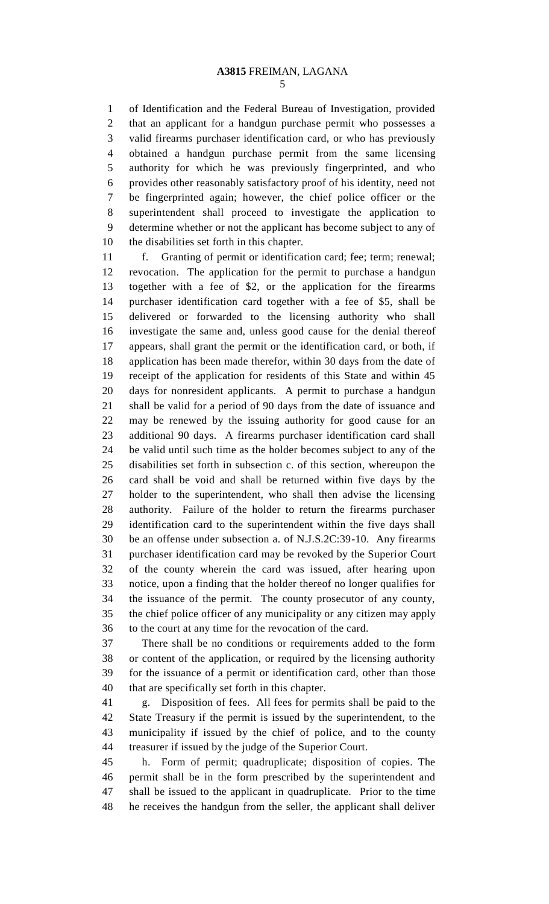of Identification and the Federal Bureau of Investigation, provided that an applicant for a handgun purchase permit who possesses a valid firearms purchaser identification card, or who has previously obtained a handgun purchase permit from the same licensing authority for which he was previously fingerprinted, and who provides other reasonably satisfactory proof of his identity, need not be fingerprinted again; however, the chief police officer or the superintendent shall proceed to investigate the application to determine whether or not the applicant has become subject to any of the disabilities set forth in this chapter.

f. Granting of permit or identification card; fee; term; renewal; revocation. The application for the permit to purchase a handgun together with a fee of $2, or the application for the firearms purchaser identification card together with a fee of $5, shall be delivered or forwarded to the licensing authority who shall investigate the same and, unless good cause for the denial thereof appears, shall grant the permit or the identification card, or both, if application has been made therefor, within 30 days from the date of receipt of the application for residents of this State and within 45 days for nonresident applicants. A permit to purchase a handgun shall be valid for a period of 90 days from the date of issuance and may be renewed by the issuing authority for good cause for an additional 90 days. A firearms purchaser identification card shall be valid until such time as the holder becomes subject to any of the disabilities set forth in subsection c. of this section, whereupon the card shall be void and shall be returned within five days by the holder to the superintendent, who shall then advise the licensing authority. Failure of the holder to return the firearms purchaser identification card to the superintendent within the five days shall be an offense under subsection a. of N.J.S.2C:39-10. Any firearms purchaser identification card may be revoked by the Superior Court of the county wherein the card was issued, after hearing upon notice, upon a finding that the holder thereof no longer qualifies for the issuance of the permit. The county prosecutor of any county, the chief police officer of any municipality or any citizen may apply to the court at any time for the revocation of the card.

There shall be no conditions or requirements added to the form or content of the application, or required by the licensing authority for the issuance of a permit or identification card, other than those that are specifically set forth in this chapter.

g. Disposition of fees. All fees for permits shall be paid to the State Treasury if the permit is issued by the superintendent, to the municipality if issued by the chief of police, and to the county treasurer if issued by the judge of the Superior Court.

h. Form of permit; quadruplicate; disposition of copies. The permit shall be in the form prescribed by the superintendent and shall be issued to the applicant in quadruplicate. Prior to the time he receives the handgun from the seller, the applicant shall deliver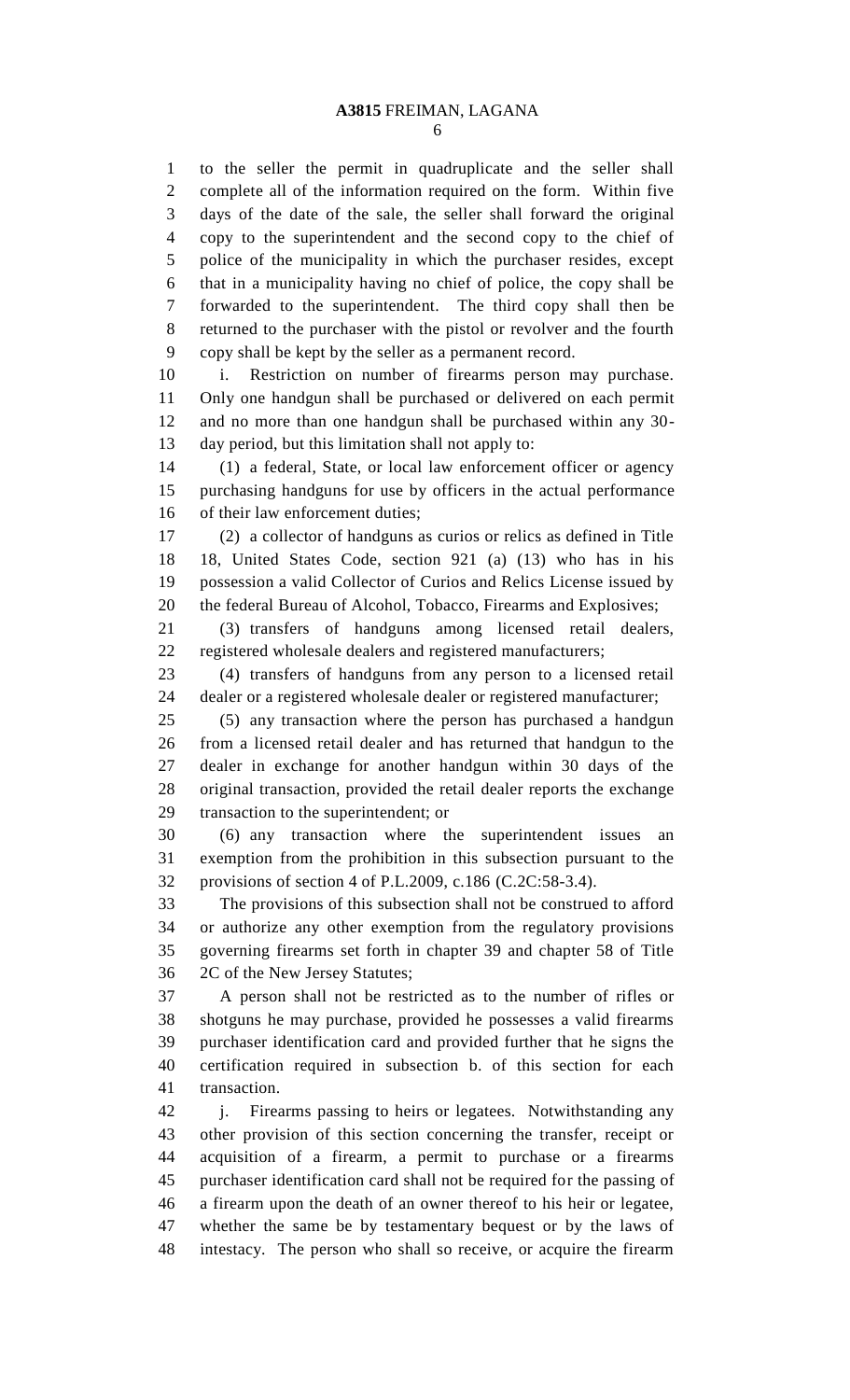to the seller the permit in quadruplicate and the seller shall complete all of the information required on the form. Within five days of the date of the sale, the seller shall forward the original copy to the superintendent and the second copy to the chief of police of the municipality in which the purchaser resides, except that in a municipality having no chief of police, the copy shall be forwarded to the superintendent. The third copy shall then be returned to the purchaser with the pistol or revolver and the fourth copy shall be kept by the seller as a permanent record.

i. Restriction on number of firearms person may purchase. Only one handgun shall be purchased or delivered on each permit and no more than one handgun shall be purchased within any 30-day period, but this limitation shall not apply to:

(1) a federal, State, or local law enforcement officer or agency purchasing handguns for use by officers in the actual performance of their law enforcement duties;

(2) a collector of handguns as curios or relics as defined in Title 18, United States Code, section 921 (a) (13) who has in his possession a valid Collector of Curios and Relics License issued by the federal Bureau of Alcohol, Tobacco, Firearms and Explosives;

(3) transfers of handguns among licensed retail dealers, registered wholesale dealers and registered manufacturers;

(4) transfers of handguns from any person to a licensed retail dealer or a registered wholesale dealer or registered manufacturer;

(5) any transaction where the person has purchased a handgun from a licensed retail dealer and has returned that handgun to the dealer in exchange for another handgun within 30 days of the original transaction, provided the retail dealer reports the exchange transaction to the superintendent; or

(6) any transaction where the superintendent issues an exemption from the prohibition in this subsection pursuant to the provisions of section 4 of P.L.2009, c.186 (C.2C:58-3.4).

The provisions of this subsection shall not be construed to afford or authorize any other exemption from the regulatory provisions governing firearms set forth in chapter 39 and chapter 58 of Title 2C of the New Jersey Statutes;

A person shall not be restricted as to the number of rifles or shotguns he may purchase, provided he possesses a valid firearms purchaser identification card and provided further that he signs the certification required in subsection b. of this section for each transaction.

j. Firearms passing to heirs or legatees. Notwithstanding any other provision of this section concerning the transfer, receipt or acquisition of a firearm, a permit to purchase or a firearms purchaser identification card shall not be required for the passing of a firearm upon the death of an owner thereof to his heir or legatee, whether the same be by testamentary bequest or by the laws of intestacy. The person who shall so receive, or acquire the firearm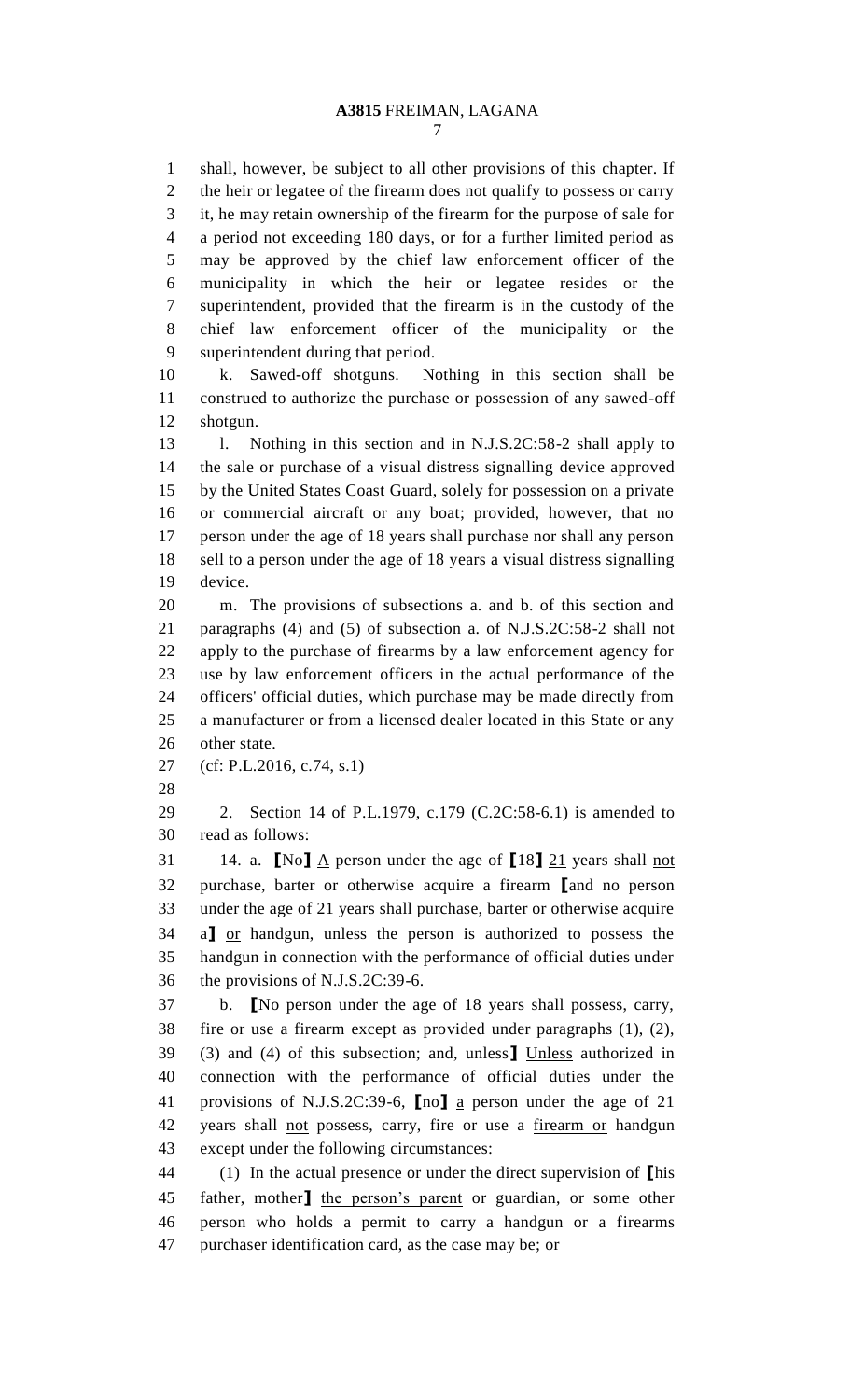shall, however, be subject to all other provisions of this chapter. If the heir or legatee of the firearm does not qualify to possess or carry it, he may retain ownership of the firearm for the purpose of sale for a period not exceeding 180 days, or for a further limited period as may be approved by the chief law enforcement officer of the municipality in which the heir or legatee resides or the superintendent, provided that the firearm is in the custody of the chief law enforcement officer of the municipality or the superintendent during that period.

k. Sawed-off shotguns. Nothing in this section shall be construed to authorize the purchase or possession of any sawed-off shotgun.

l. Nothing in this section and in N.J.S.2C:58-2 shall apply to the sale or purchase of a visual distress signalling device approved by the United States Coast Guard, solely for possession on a private or commercial aircraft or any boat; provided, however, that no person under the age of 18 years shall purchase nor shall any person sell to a person under the age of 18 years a visual distress signalling device.

m. The provisions of subsections a. and b. of this section and paragraphs (4) and (5) of subsection a. of N.J.S.2C:58-2 shall not apply to the purchase of firearms by a law enforcement agency for use by law enforcement officers in the actual performance of the officers' official duties, which purchase may be made directly from a manufacturer or from a licensed dealer located in this State or any other state.

(cf: P.L.2016, c.74, s.1)

2. Section 14 of P.L.1979, c.179 (C.2C:58-6.1) is amended to read as follows:

14. a. ⟦No⟧ A person under the age of ⟦18⟧ 21 years shall not purchase, barter or otherwise acquire a firearm ⟦and no person under the age of 21 years shall purchase, barter or otherwise acquire a⟧ or handgun, unless the person is authorized to possess the handgun in connection with the performance of official duties under the provisions of N.J.S.2C:39-6.

b. ⟦No person under the age of 18 years shall possess, carry, fire or use a firearm except as provided under paragraphs (1), (2), (3) and (4) of this subsection; and, unless⟧ Unless authorized in connection with the performance of official duties under the provisions of N.J.S.2C:39-6, ⟦no⟧ a person under the age of 21 years shall not possess, carry, fire or use a firearm or handgun except under the following circumstances:

(1) In the actual presence or under the direct supervision of ⟦his father, mother⟧ the person's parent or guardian, or some other person who holds a permit to carry a handgun or a firearms purchaser identification card, as the case may be; or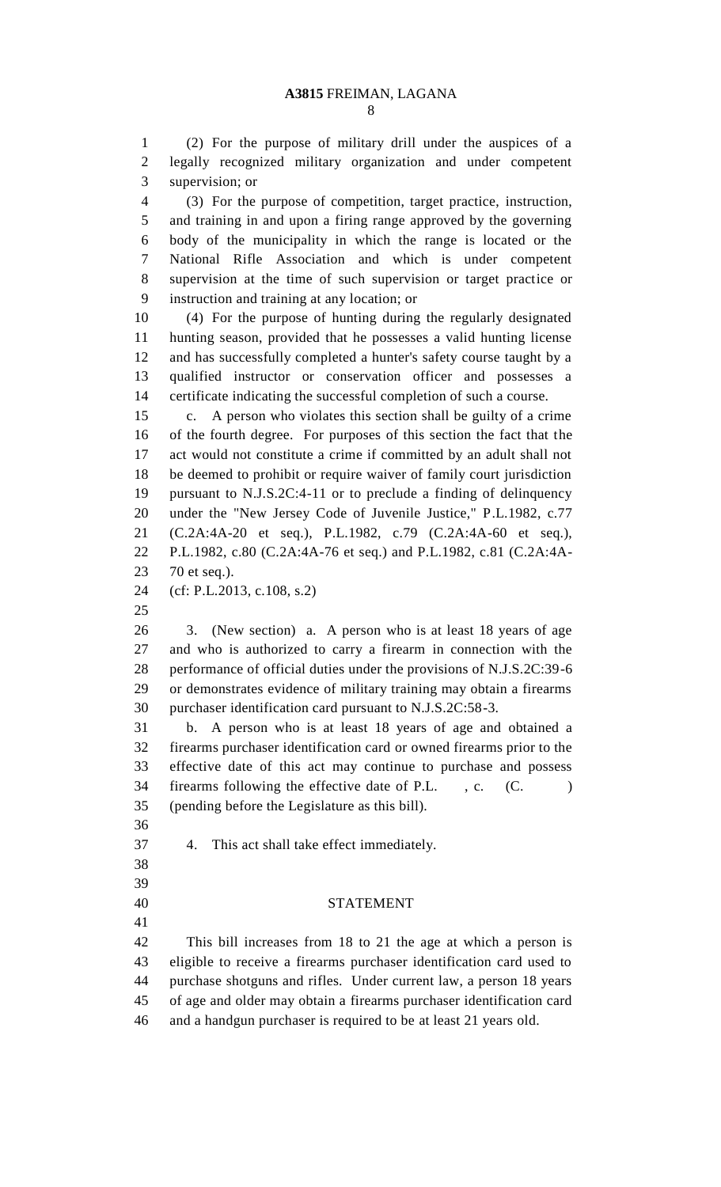(2) For the purpose of military drill under the auspices of a legally recognized military organization and under competent supervision; or

(3) For the purpose of competition, target practice, instruction, and training in and upon a firing range approved by the governing body of the municipality in which the range is located or the National Rifle Association and which is under competent supervision at the time of such supervision or target practice or instruction and training at any location; or

(4) For the purpose of hunting during the regularly designated hunting season, provided that he possesses a valid hunting license and has successfully completed a hunter's safety course taught by a qualified instructor or conservation officer and possesses a certificate indicating the successful completion of such a course.

c. A person who violates this section shall be guilty of a crime of the fourth degree. For purposes of this section the fact that the act would not constitute a crime if committed by an adult shall not be deemed to prohibit or require waiver of family court jurisdiction pursuant to N.J.S.2C:4-11 or to preclude a finding of delinquency under the "New Jersey Code of Juvenile Justice," P.L.1982, c.77 (C.2A:4A-20 et seq.), P.L.1982, c.79 (C.2A:4A-60 et seq.), P.L.1982, c.80 (C.2A:4A-76 et seq.) and P.L.1982, c.81 (C.2A:4A-70 et seq.).

(cf: P.L.2013, c.108, s.2)

3. (New section) a. A person who is at least 18 years of age and who is authorized to carry a firearm in connection with the performance of official duties under the provisions of N.J.S.2C:39-6 or demonstrates evidence of military training may obtain a firearms purchaser identification card pursuant to N.J.S.2C:58-3.

b. A person who is at least 18 years of age and obtained a firearms purchaser identification card or owned firearms prior to the effective date of this act may continue to purchase and possess firearms following the effective date of P.L. , c. (C. ) (pending before the Legislature as this bill).

4. This act shall take effect immediately.

## STATEMENT

This bill increases from 18 to 21 the age at which a person is eligible to receive a firearms purchaser identification card used to purchase shotguns and rifles. Under current law, a person 18 years of age and older may obtain a firearms purchaser identification card and a handgun purchaser is required to be at least 21 years old.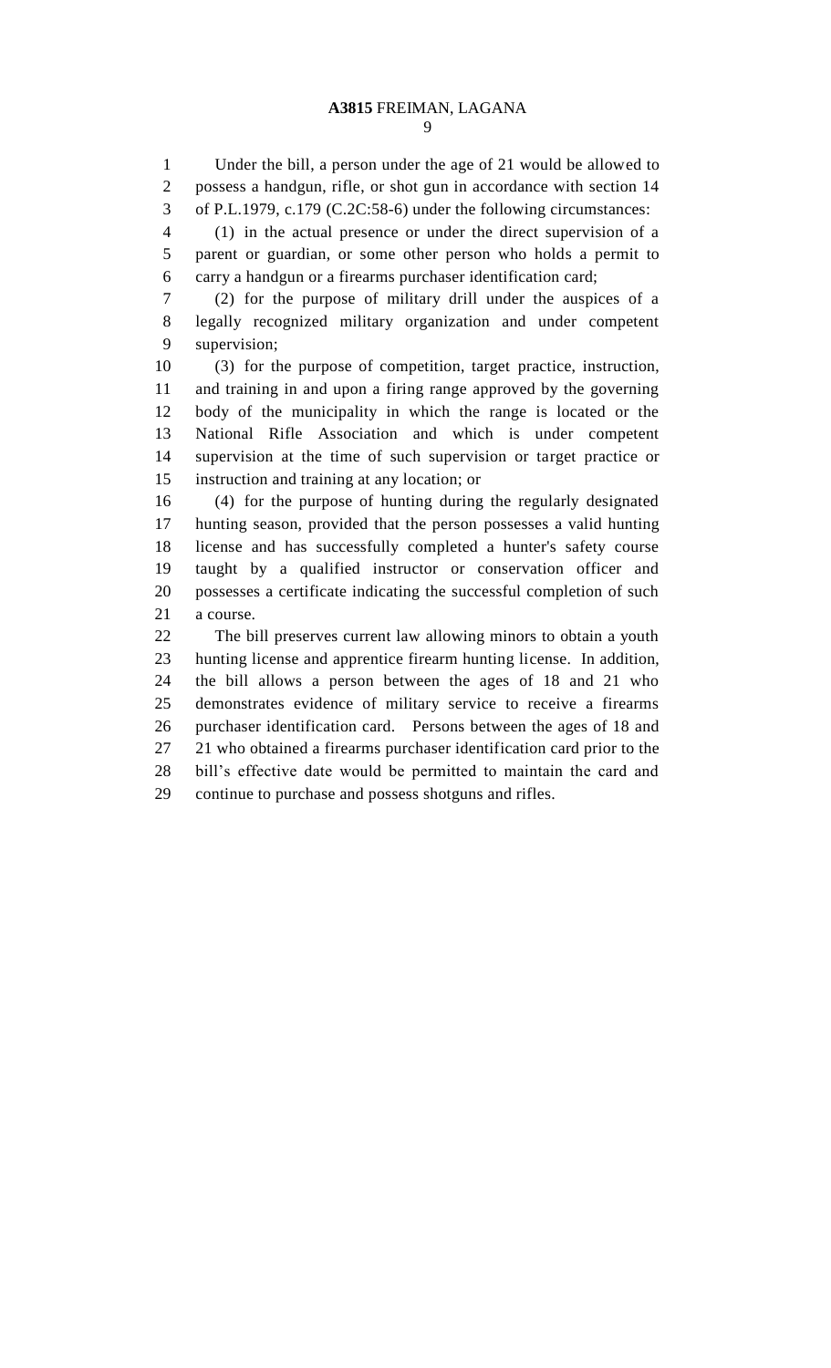Under the bill, a person under the age of 21 would be allowed to possess a handgun, rifle, or shot gun in accordance with section 14 of P.L.1979, c.179 (C.2C:58-6) under the following circumstances:

(1) in the actual presence or under the direct supervision of a parent or guardian, or some other person who holds a permit to carry a handgun or a firearms purchaser identification card;

(2) for the purpose of military drill under the auspices of a legally recognized military organization and under competent supervision;

(3) for the purpose of competition, target practice, instruction, and training in and upon a firing range approved by the governing body of the municipality in which the range is located or the National Rifle Association and which is under competent supervision at the time of such supervision or target practice or instruction and training at any location; or

(4) for the purpose of hunting during the regularly designated hunting season, provided that the person possesses a valid hunting license and has successfully completed a hunter's safety course taught by a qualified instructor or conservation officer and possesses a certificate indicating the successful completion of such a course.

The bill preserves current law allowing minors to obtain a youth hunting license and apprentice firearm hunting license. In addition, the bill allows a person between the ages of 18 and 21 who demonstrates evidence of military service to receive a firearms purchaser identification card. Persons between the ages of 18 and 21 who obtained a firearms purchaser identification card prior to the bill's effective date would be permitted to maintain the card and continue to purchase and possess shotguns and rifles.